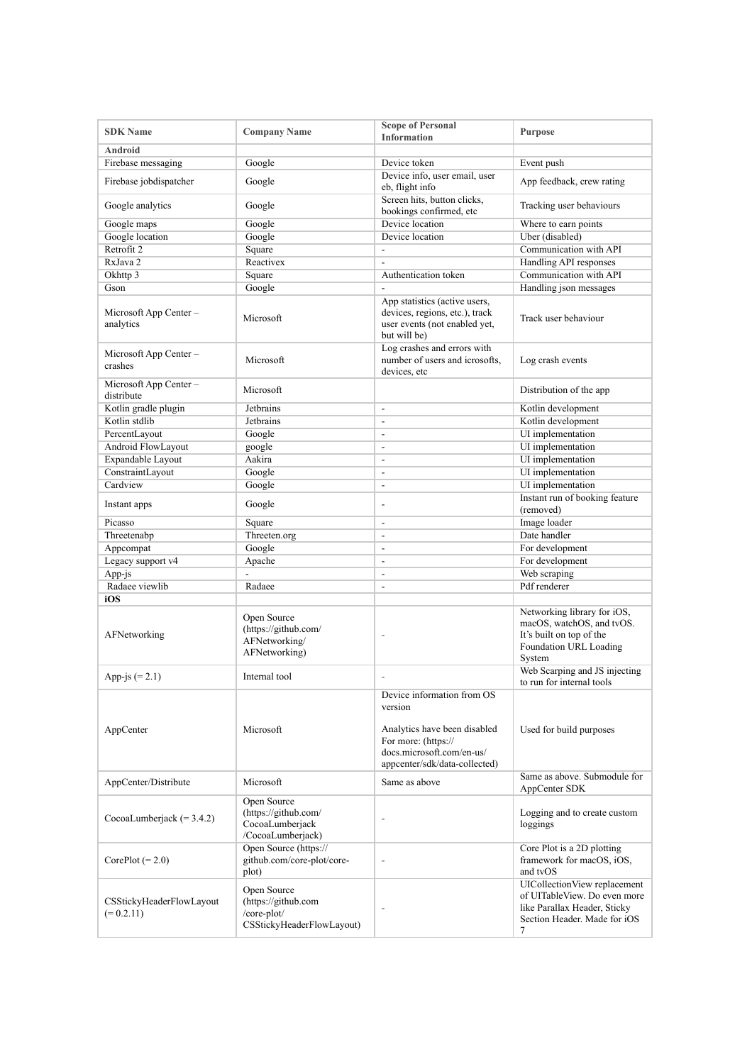| SDK Name | Company Name | Scope of Personal Information | Purpose |
| --- | --- | --- | --- |
| **Android** | | | |
| Firebase messaging | Google | Device token | Event push |
| Firebase jobdispatcher | Google | Device info, user email, user eb, flight info | App feedback, crew rating |
| Google analytics | Google | Screen hits, button clicks, bookings confirmed, etc | Tracking user behaviours |
| Google maps | Google | Device location | Where to earn points |
| Google location | Google | Device location | Uber (disabled) |
| Retrofit 2 | Square | - | Communication with API |
| RxJava 2 | Reactivex | - | Handling API responses |
| Okhttp 3 | Square | Authentication token | Communication with API |
| Gson | Google | - | Handling json messages |
| Microsoft App Center – analytics | Microsoft | App statistics (active users, devices, regions, etc.), track user events (not enabled yet, but will be) | Track user behaviour |
| Microsoft App Center – crashes | Microsoft | Log crashes and errors with number of users and icrosofts, devices, etc | Log crash events |
| Microsoft App Center – distribute | Microsoft | | Distribution of the app |
| Kotlin gradle plugin | Jetbrains | - | Kotlin development |
| Kotlin stdlib | Jetbrains | - | Kotlin development |
| PercentLayout | Google | - | UI implementation |
| Android FlowLayout | google | - | UI implementation |
| Expandable Layout | Aakira | - | UI implementation |
| ConstraintLayout | Google | - | UI implementation |
| Cardview | Google | - | UI implementation |
| Instant apps | Google | - | Instant run of booking feature (removed) |
| Picasso | Square | - | Image loader |
| Threetenabp | Threeten.org | - | Date handler |
| Appcompat | Google | - | For development |
| Legacy support v4 | Apache | - | For development |
| App-js | - | - | Web scraping |
| Radaee viewlib | Radaee | - | Pdf renderer |
| **iOS** | | | |
| AFNetworking | Open Source (https://github.com/AFNetworking/AFNetworking) | - | Networking library for iOS, macOS, watchOS, and tvOS. It's built on top of the Foundation URL Loading System |
| App-js (= 2.1) | Internal tool | - | Web Scarping and JS injecting to run for internal tools |
| AppCenter | Microsoft | Device information from OS version<br><br>Analytics have been disabled For more: (https://docs.microsoft.com/en-us/appcenter/sdk/data-collected) | Used for build purposes |
| AppCenter/Distribute | Microsoft | Same as above | Same as above. Submodule for AppCenter SDK |
| CocoaLumberjack (= 3.4.2) | Open Source (https://github.com/CocoaLumberjack/CocoaLumberjack) | - | Logging and to create custom loggings |
| CorePlot (= 2.0) | Open Source (https://github.com/core-plot/core-plot) | - | Core Plot is a 2D plotting framework for macOS, iOS, and tvOS |
| CSStickyHeaderFlowLayout (= 0.2.11) | Open Source (https://github.com/core-plot/CSStickyHeaderFlowLayout) | - | UICollectionView replacement of UITableView. Do even more like Parallax Header, Sticky Section Header. Made for iOS 7 |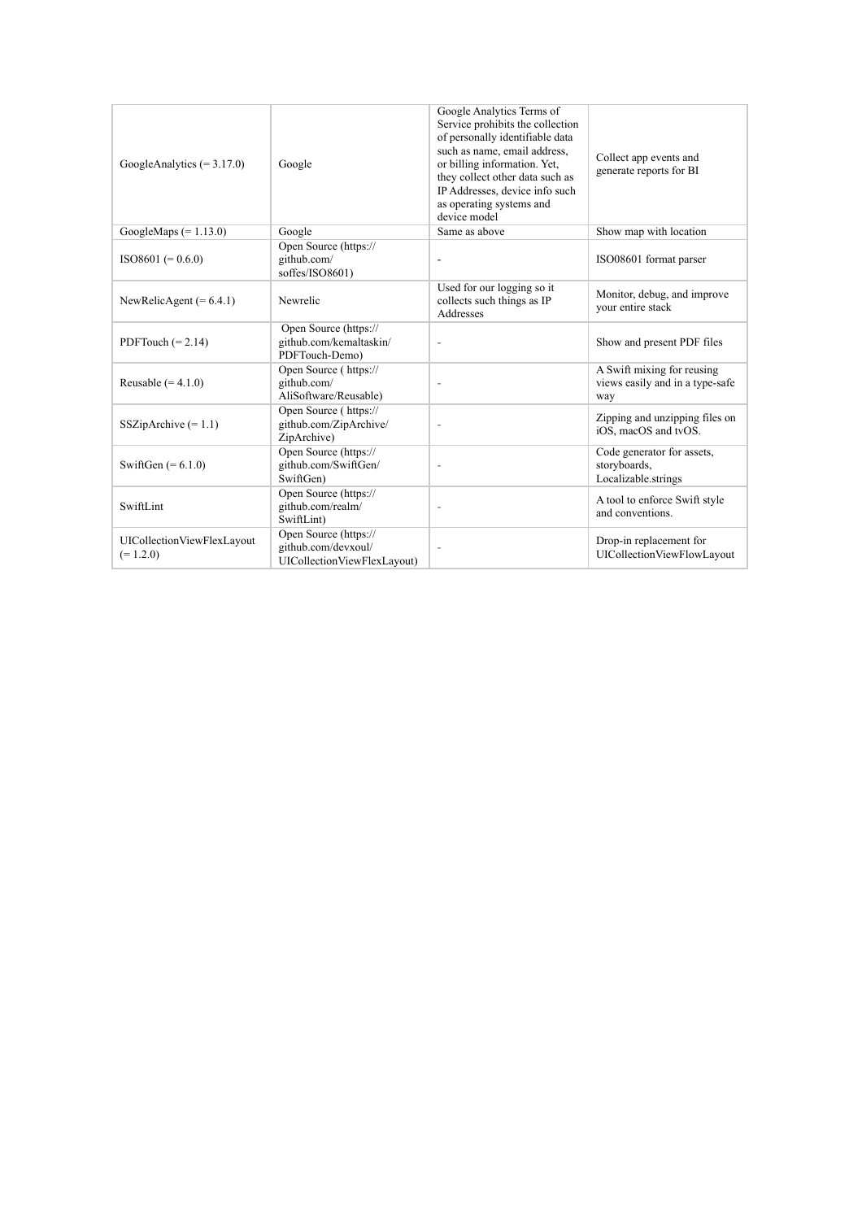| | | | |
|---|---|---|---|
| GoogleAnalytics (= 3.17.0) | Google | Google Analytics Terms of Service prohibits the collection of personally identifiable data such as name, email address, or billing information. Yet, they collect other data such as IP Addresses, device info such as operating systems and device model | Collect app events and generate reports for BI |
| GoogleMaps (= 1.13.0) | Google | Same as above | Show map with location |
| ISO8601 (= 0.6.0) | Open Source (https://github.com/soffes/ISO8601) | - | ISO08601 format parser |
| NewRelicAgent (= 6.4.1) | Newrelic | Used for our logging so it collects such things as IP Addresses | Monitor, debug, and improve your entire stack |
| PDFTouch (= 2.14) | Open Source (https://github.com/kemaltaskin/PDFTouch-Demo) | - | Show and present PDF files |
| Reusable (= 4.1.0) | Open Source ( https://github.com/AliSoftware/Reusable) | - | A Swift mixing for reusing views easily and in a type-safe way |
| SSZipArchive (= 1.1) | Open Source ( https://github.com/ZipArchive/ZipArchive) | - | Zipping and unzipping files on iOS, macOS and tvOS. |
| SwiftGen (= 6.1.0) | Open Source (https://github.com/SwiftGen/SwiftGen) | - | Code generator for assets, storyboards, Localizable.strings |
| SwiftLint | Open Source (https://github.com/realm/SwiftLint) | - | A tool to enforce Swift style and conventions. |
| UICollectionViewFlexLayout (= 1.2.0) | Open Source (https://github.com/devxoul/UICollectionViewFlexLayout) | - | Drop-in replacement for UICollectionViewFlowLayout |